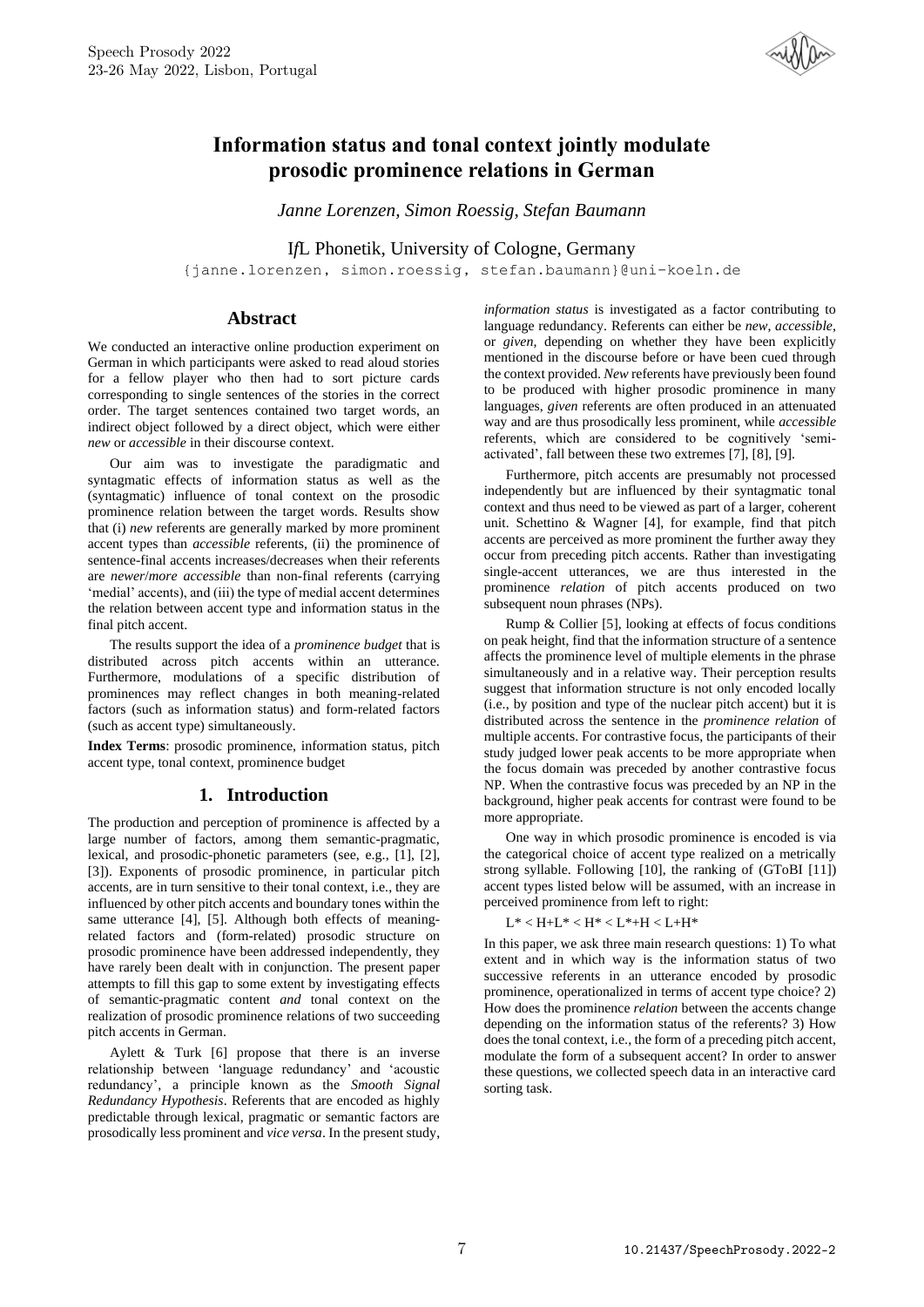# Information status and tonal context jointly modulate prosodic prominence relations in German

*Janne Lorenzen, Simon Roessig, Stefan Baumann*

I*f*L Phonetik, University of Cologne, Germany

{janne.lorenzen, simon.roessig, stefan.baumann}@uni-koeln.de

## Abstract

We conducted an interactive online production experiment on German in which participants were asked to read aloud stories for a fellow player who then had to sort picture cards corresponding to single sentences of the stories in the correct order. The target sentences contained two target words, an indirect object followed by a direct object, which were either *new* or *accessible* in their discourse context.

Our aim was to investigate the paradigmatic and syntagmatic effects of information status as well as the (syntagmatic) influence of tonal context on the prosodic prominence relation between the target words. Results show that (i) *new* referents are generally marked by more prominent accent types than *accessible* referents, (ii) the prominence of sentence-final accents increases/decreases when their referents are *newer*/*more accessible* than non-final referents (carrying 'medial' accents), and (iii) the type of medial accent determines the relation between accent type and information status in the final pitch accent.

The results support the idea of a *prominence budget* that is distributed across pitch accents within an utterance. Furthermore, modulations of a specific distribution of prominences may reflect changes in both meaning-related factors (such as information status) and form-related factors (such as accent type) simultaneously.

**Index Terms**: prosodic prominence, information status, pitch accent type, tonal context, prominence budget

## 1. Introduction

The production and perception of prominence is affected by a large number of factors, among them semantic-pragmatic, lexical, and prosodic-phonetic parameters (see, e.g., [1], [2], [3]). Exponents of prosodic prominence, in particular pitch accents, are in turn sensitive to their tonal context, i.e., they are influenced by other pitch accents and boundary tones within the same utterance [4], [5]. Although both effects of meaning-related factors and (form-related) prosodic structure on prosodic prominence have been addressed independently, they have rarely been dealt with in conjunction. The present paper attempts to fill this gap to some extent by investigating effects of semantic-pragmatic content *and* tonal context on the realization of prosodic prominence relations of two succeeding pitch accents in German.

Aylett & Turk [6] propose that there is an inverse relationship between 'language redundancy' and 'acoustic redundancy', a principle known as the *Smooth Signal Redundancy Hypothesis*. Referents that are encoded as highly predictable through lexical, pragmatic or semantic factors are prosodically less prominent and *vice versa*. In the present study, *information status* is investigated as a factor contributing to language redundancy. Referents can either be *new*, *accessible*, or *given*, depending on whether they have been explicitly mentioned in the discourse before or have been cued through the context provided. *New* referents have previously been found to be produced with higher prosodic prominence in many languages, *given* referents are often produced in an attenuated way and are thus prosodically less prominent, while *accessible* referents, which are considered to be cognitively 'semi-activated', fall between these two extremes [7], [8], [9].

Furthermore, pitch accents are presumably not processed independently but are influenced by their syntagmatic tonal context and thus need to be viewed as part of a larger, coherent unit. Schettino & Wagner [4], for example, find that pitch accents are perceived as more prominent the further away they occur from preceding pitch accents. Rather than investigating single-accent utterances, we are thus interested in the prominence *relation* of pitch accents produced on two subsequent noun phrases (NPs).

Rump & Collier [5], looking at effects of focus conditions on peak height, find that the information structure of a sentence affects the prominence level of multiple elements in the phrase simultaneously and in a relative way. Their perception results suggest that information structure is not only encoded locally (i.e., by position and type of the nuclear pitch accent) but it is distributed across the sentence in the *prominence relation* of multiple accents. For contrastive focus, the participants of their study judged lower peak accents to be more appropriate when the focus domain was preceded by another contrastive focus NP. When the contrastive focus was preceded by an NP in the background, higher peak accents for contrast were found to be more appropriate.

One way in which prosodic prominence is encoded is via the categorical choice of accent type realized on a metrically strong syllable. Following [10], the ranking of (GToBI [11]) accent types listed below will be assumed, with an increase in perceived prominence from left to right:

L* < H+L* < H* < L*+H < L+H*

In this paper, we ask three main research questions: 1) To what extent and in which way is the information status of two successive referents in an utterance encoded by prosodic prominence, operationalized in terms of accent type choice? 2) How does the prominence *relation* between the accents change depending on the information status of the referents? 3) How does the tonal context, i.e., the form of a preceding pitch accent, modulate the form of a subsequent accent? In order to answer these questions, we collected speech data in an interactive card sorting task.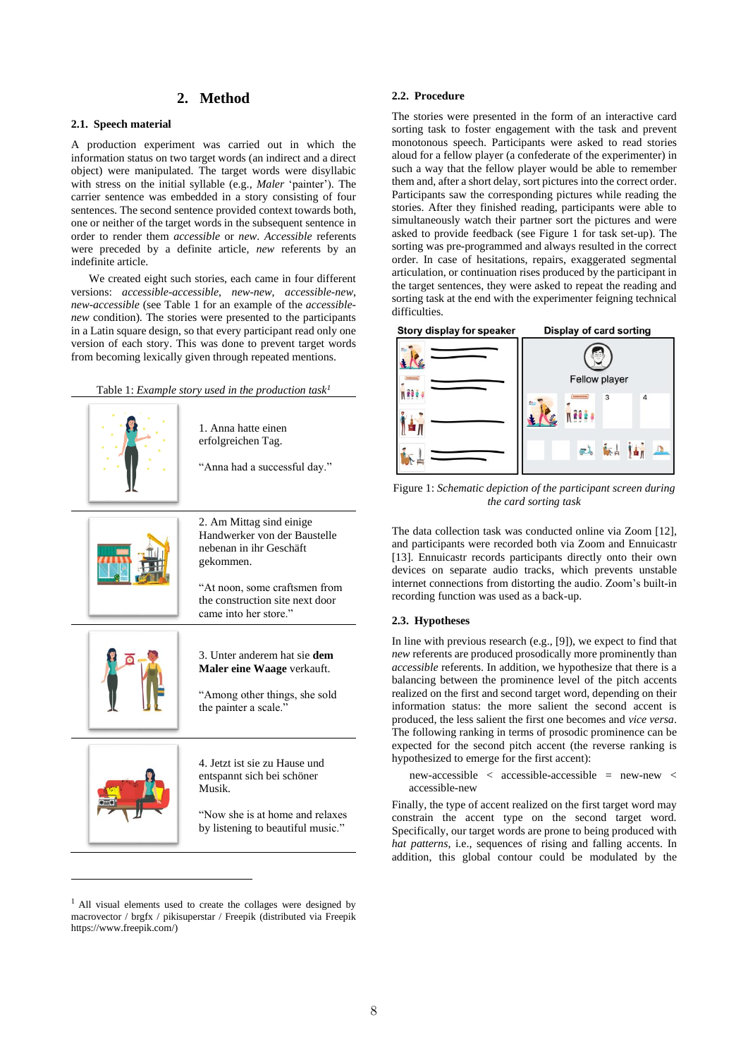## 2. Method

### 2.1. Speech material

A production experiment was carried out in which the information status on two target words (an indirect and a direct object) were manipulated. The target words were disyllabic with stress on the initial syllable (e.g., *Maler* 'painter'). The carrier sentence was embedded in a story consisting of four sentences. The second sentence provided context towards both, one or neither of the target words in the subsequent sentence in order to render them *accessible* or *new*. *Accessible* referents were preceded by a definite article, *new* referents by an indefinite article.

We created eight such stories, each came in four different versions: *accessible-accessible*, *new-new*, *accessible-new*, *new-accessible* (see Table 1 for an example of the *accessible-new* condition). The stories were presented to the participants in a Latin square design, so that every participant read only one version of each story. This was done to prevent target words from becoming lexically given through repeated mentions.

Table 1: *Example story used in the production task*[1]

| | |
|---|---|
| | 1. Anna hatte einen erfolgreichen Tag. <br> "Anna had a successful day." |
| | 2. Am Mittag sind einige Handwerker von der Baustelle nebenan in ihr Geschäft gekommen. <br> "At noon, some craftsmen from the construction site next door came into her store." |
| | 3. Unter anderem hat sie **dem Maler eine Waage** verkauft. <br> "Among other things, she sold the painter a scale." |
| | 4. Jetzt ist sie zu Hause und entspannt sich bei schöner Musik. <br> "Now she is at home and relaxes by listening to beautiful music." |

[1] All visual elements used to create the collages were designed by macrovector / brgfx / pikisuperstar / Freepik (distributed via Freepik https://www.freepik.com/)

### 2.2. Procedure

The stories were presented in the form of an interactive card sorting task to foster engagement with the task and prevent monotonous speech. Participants were asked to read stories aloud for a fellow player (a confederate of the experimenter) in such a way that the fellow player would be able to remember them and, after a short delay, sort pictures into the correct order. Participants saw the corresponding pictures while reading the stories. After they finished reading, participants were able to simultaneously watch their partner sort the pictures and were asked to provide feedback (see Figure 1 for task set-up). The sorting was pre-programmed and always resulted in the correct order. In case of hesitations, repairs, exaggerated segmental articulation, or continuation rises produced by the participant in the target sentences, they were asked to repeat the reading and sorting task at the end with the experimenter feigning technical difficulties.

Story display for speaker

Display of card sorting

Fellow player

3

4

Figure 1: *Schematic depiction of the participant screen during the card sorting task*

The data collection task was conducted online via Zoom [12], and participants were recorded both via Zoom and Ennuicastr [13]. Ennuicastr records participants directly onto their own devices on separate audio tracks, which prevents unstable internet connections from distorting the audio. Zoom's built-in recording function was used as a back-up.

### 2.3. Hypotheses

In line with previous research (e.g., [9]), we expect to find that *new* referents are produced prosodically more prominently than *accessible* referents. In addition, we hypothesize that there is a balancing between the prominence level of the pitch accents realized on the first and second target word, depending on their information status: the more salient the second accent is produced, the less salient the first one becomes and *vice versa*. The following ranking in terms of prosodic prominence can be expected for the second pitch accent (the reverse ranking is hypothesized to emerge for the first accent):

new-accessible < accessible-accessible = new-new < accessible-new

Finally, the type of accent realized on the first target word may constrain the accent type on the second target word. Specifically, our target words are prone to being produced with *hat patterns*, i.e., sequences of rising and falling accents. In addition, this global contour could be modulated by the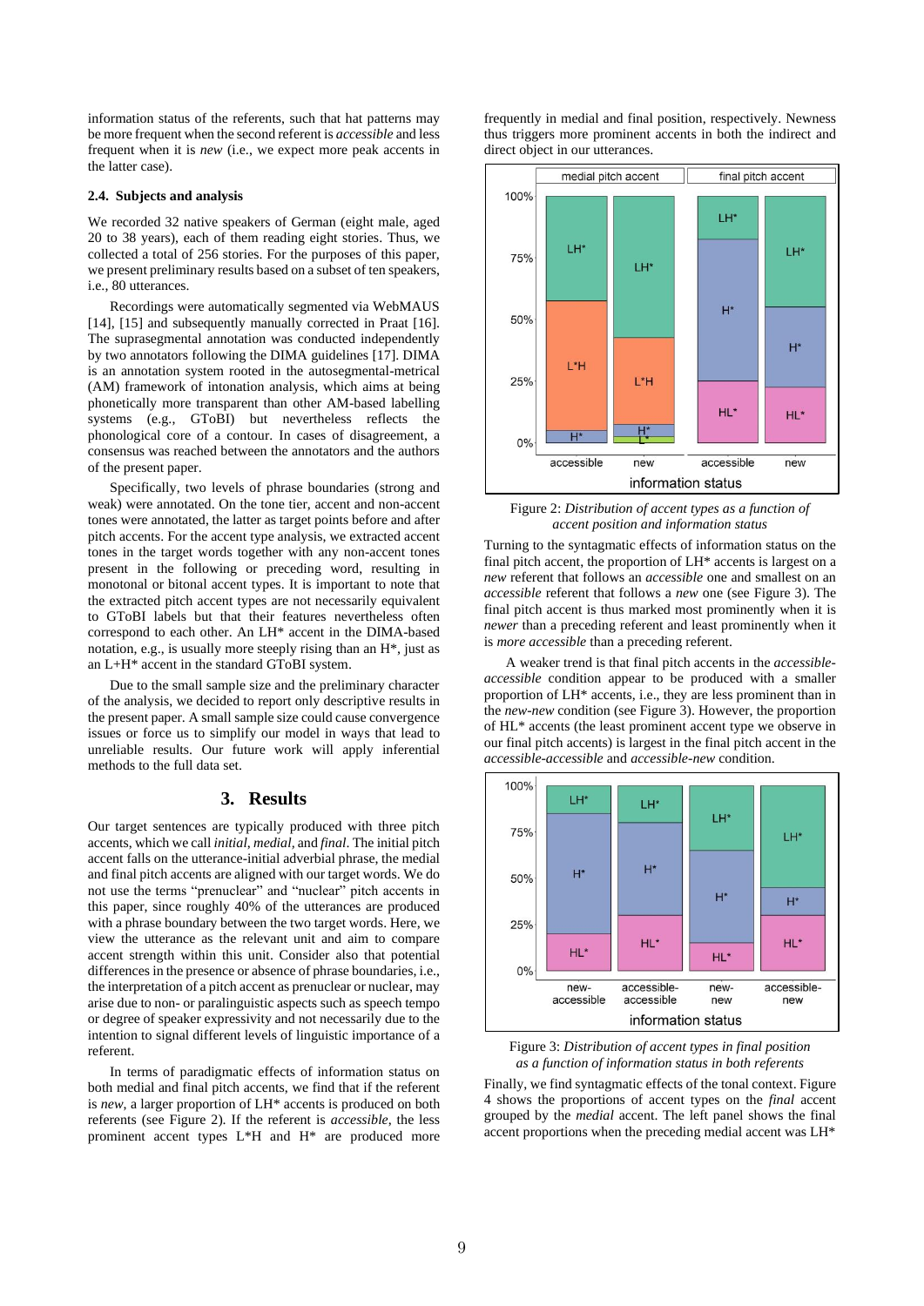information status of the referents, such that hat patterns may be more frequent when the second referent is *accessible* and less frequent when it is *new* (i.e., we expect more peak accents in the latter case).

### 2.4. Subjects and analysis

We recorded 32 native speakers of German (eight male, aged 20 to 38 years), each of them reading eight stories. Thus, we collected a total of 256 stories. For the purposes of this paper, we present preliminary results based on a subset of ten speakers, i.e., 80 utterances.

Recordings were automatically segmented via WebMAUS [14], [15] and subsequently manually corrected in Praat [16]. The suprasegmental annotation was conducted independently by two annotators following the DIMA guidelines [17]. DIMA is an annotation system rooted in the autosegmental-metrical (AM) framework of intonation analysis, which aims at being phonetically more transparent than other AM-based labelling systems (e.g., GToBI) but nevertheless reflects the phonological core of a contour. In cases of disagreement, a consensus was reached between the annotators and the authors of the present paper.

Specifically, two levels of phrase boundaries (strong and weak) were annotated. On the tone tier, accent and non-accent tones were annotated, the latter as target points before and after pitch accents. For the accent type analysis, we extracted accent tones in the target words together with any non-accent tones present in the following or preceding word, resulting in monotonal or bitonal accent types. It is important to note that the extracted pitch accent types are not necessarily equivalent to GToBI labels but that their features nevertheless often correspond to each other. An LH* accent in the DIMA-based notation, e.g., is usually more steeply rising than an H*, just as an L+H* accent in the standard GToBI system.

Due to the small sample size and the preliminary character of the analysis, we decided to report only descriptive results in the present paper. A small sample size could cause convergence issues or force us to simplify our model in ways that lead to unreliable results. Our future work will apply inferential methods to the full data set.

## 3. Results

Our target sentences are typically produced with three pitch accents, which we call *initial*, *medial*, and *final*. The initial pitch accent falls on the utterance-initial adverbial phrase, the medial and final pitch accents are aligned with our target words. We do not use the terms "prenuclear" and "nuclear" pitch accents in this paper, since roughly 40% of the utterances are produced with a phrase boundary between the two target words. Here, we view the utterance as the relevant unit and aim to compare accent strength within this unit. Consider also that potential differences in the presence or absence of phrase boundaries, i.e., the interpretation of a pitch accent as prenuclear or nuclear, may arise due to non- or paralinguistic aspects such as speech tempo or degree of speaker expressivity and not necessarily due to the intention to signal different levels of linguistic importance of a referent.

In terms of paradigmatic effects of information status on both medial and final pitch accents, we find that if the referent is *new*, a larger proportion of LH* accents is produced on both referents (see Figure 2). If the referent is *accessible*, the less prominent accent types L*H and H* are produced more frequently in medial and final position, respectively. Newness thus triggers more prominent accents in both the indirect and direct object in our utterances.

medial pitch accent
final pitch accent
100%
75%
50%
25%
0%
LH*
L*H
H*
LH*
L*H
H*
L*
LH*
H*
HL*
LH*
H*
HL*
accessible
new
accessible
new
information status

Figure 2: *Distribution of accent types as a function of accent position and information status*

Turning to the syntagmatic effects of information status on the final pitch accent, the proportion of LH* accents is largest on a *new* referent that follows an *accessible* one and smallest on an *accessible* referent that follows a *new* one (see Figure 3). The final pitch accent is thus marked most prominently when it is *newer* than a preceding referent and least prominently when it is *more accessible* than a preceding referent.

A weaker trend is that final pitch accents in the *accessible-accessible* condition appear to be produced with a smaller proportion of LH* accents, i.e., they are less prominent than in the *new-new* condition (see Figure 3). However, the proportion of HL* accents (the least prominent accent type we observe in our final pitch accents) is largest in the final pitch accent in the *accessible-accessible* and *accessible-new* condition.

100%
75%
50%
25%
0%
LH*
H*
HL*
LH*
H*
HL*
LH*
H*
HL*
LH*
H*
HL*
new-accessible
accessible-accessible
new-new
accessible-new
information status

Figure 3: *Distribution of accent types in final position as a function of information status in both referents*

Finally, we find syntagmatic effects of the tonal context. Figure 4 shows the proportions of accent types on the *final* accent grouped by the *medial* accent. The left panel shows the final accent proportions when the preceding medial accent was LH*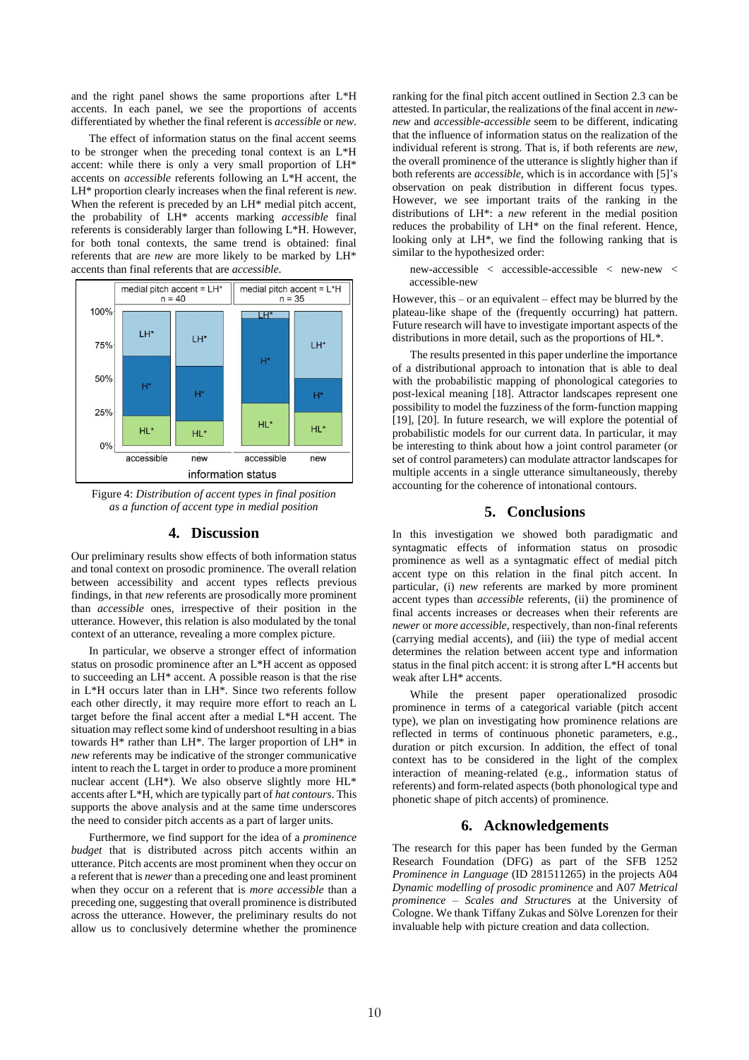and the right panel shows the same proportions after L*H accents. In each panel, we see the proportions of accents differentiated by whether the final referent is *accessible* or *new*.

The effect of information status on the final accent seems to be stronger when the preceding tonal context is an L*H accent: while there is only a very small proportion of LH* accents on *accessible* referents following an L*H accent, the LH* proportion clearly increases when the final referent is *new*. When the referent is preceded by an LH* medial pitch accent, the probability of LH* accents marking *accessible* final referents is considerably larger than following L*H. However, for both tonal contexts, the same trend is obtained: final referents that are *new* are more likely to be marked by LH* accents than final referents that are *accessible*.

medial pitch accent = LH*
n = 40
medial pitch accent = L*H
n = 35
100%
75%
50%
25%
0%
LH*
H*
HL*
LH*
H*
HL*
LH*
H*
HL*
LH*
H*
HL*
accessible
new
accessible
new
information status

Figure 4: *Distribution of accent types in final position as a function of accent type in medial position*

## 4. Discussion

Our preliminary results show effects of both information status and tonal context on prosodic prominence. The overall relation between accessibility and accent types reflects previous findings, in that *new* referents are prosodically more prominent than *accessible* ones, irrespective of their position in the utterance. However, this relation is also modulated by the tonal context of an utterance, revealing a more complex picture.

In particular, we observe a stronger effect of information status on prosodic prominence after an L*H accent as opposed to succeeding an LH* accent. A possible reason is that the rise in L*H occurs later than in LH*. Since two referents follow each other directly, it may require more effort to reach an L target before the final accent after a medial L*H accent. The situation may reflect some kind of undershoot resulting in a bias towards H* rather than LH*. The larger proportion of LH* in *new* referents may be indicative of the stronger communicative intent to reach the L target in order to produce a more prominent nuclear accent (LH*). We also observe slightly more HL* accents after L*H, which are typically part of *hat contours*. This supports the above analysis and at the same time underscores the need to consider pitch accents as a part of larger units.

Furthermore, we find support for the idea of a *prominence budget* that is distributed across pitch accents within an utterance. Pitch accents are most prominent when they occur on a referent that is *newer* than a preceding one and least prominent when they occur on a referent that is *more accessible* than a preceding one, suggesting that overall prominence is distributed across the utterance. However, the preliminary results do not allow us to conclusively determine whether the prominence ranking for the final pitch accent outlined in Section 2.3 can be attested. In particular, the realizations of the final accent in *new-new* and *accessible-accessible* seem to be different, indicating that the influence of information status on the realization of the individual referent is strong. That is, if both referents are *new*, the overall prominence of the utterance is slightly higher than if both referents are *accessible*, which is in accordance with [5]'s observation on peak distribution in different focus types. However, we see important traits of the ranking in the distributions of LH*: a *new* referent in the medial position reduces the probability of LH* on the final referent. Hence, looking only at LH*, we find the following ranking that is similar to the hypothesized order:

new-accessible < accessible-accessible < new-new < accessible-new

However, this – or an equivalent – effect may be blurred by the plateau-like shape of the (frequently occurring) hat pattern. Future research will have to investigate important aspects of the distributions in more detail, such as the proportions of HL*.

The results presented in this paper underline the importance of a distributional approach to intonation that is able to deal with the probabilistic mapping of phonological categories to post-lexical meaning [18]. Attractor landscapes represent one possibility to model the fuzziness of the form-function mapping [19], [20]. In future research, we will explore the potential of probabilistic models for our current data. In particular, it may be interesting to think about how a joint control parameter (or set of control parameters) can modulate attractor landscapes for multiple accents in a single utterance simultaneously, thereby accounting for the coherence of intonational contours.

## 5. Conclusions

In this investigation we showed both paradigmatic and syntagmatic effects of information status on prosodic prominence as well as a syntagmatic effect of medial pitch accent type on this relation in the final pitch accent. In particular, (i) *new* referents are marked by more prominent accent types than *accessible* referents, (ii) the prominence of final accents increases or decreases when their referents are *newer* or *more accessible*, respectively, than non-final referents (carrying medial accents), and (iii) the type of medial accent determines the relation between accent type and information status in the final pitch accent: it is strong after L*H accents but weak after LH* accents.

While the present paper operationalized prosodic prominence in terms of a categorical variable (pitch accent type), we plan on investigating how prominence relations are reflected in terms of continuous phonetic parameters, e.g., duration or pitch excursion. In addition, the effect of tonal context has to be considered in the light of the complex interaction of meaning-related (e.g., information status of referents) and form-related aspects (both phonological type and phonetic shape of pitch accents) of prominence.

## 6. Acknowledgements

The research for this paper has been funded by the German Research Foundation (DFG) as part of the SFB 1252 *Prominence in Language* (ID 281511265) in the projects A04 *Dynamic modelling of prosodic prominence* and A07 *Metrical prominence – Scales and Structure*s at the University of Cologne. We thank Tiffany Zukas and Sölve Lorenzen for their invaluable help with picture creation and data collection.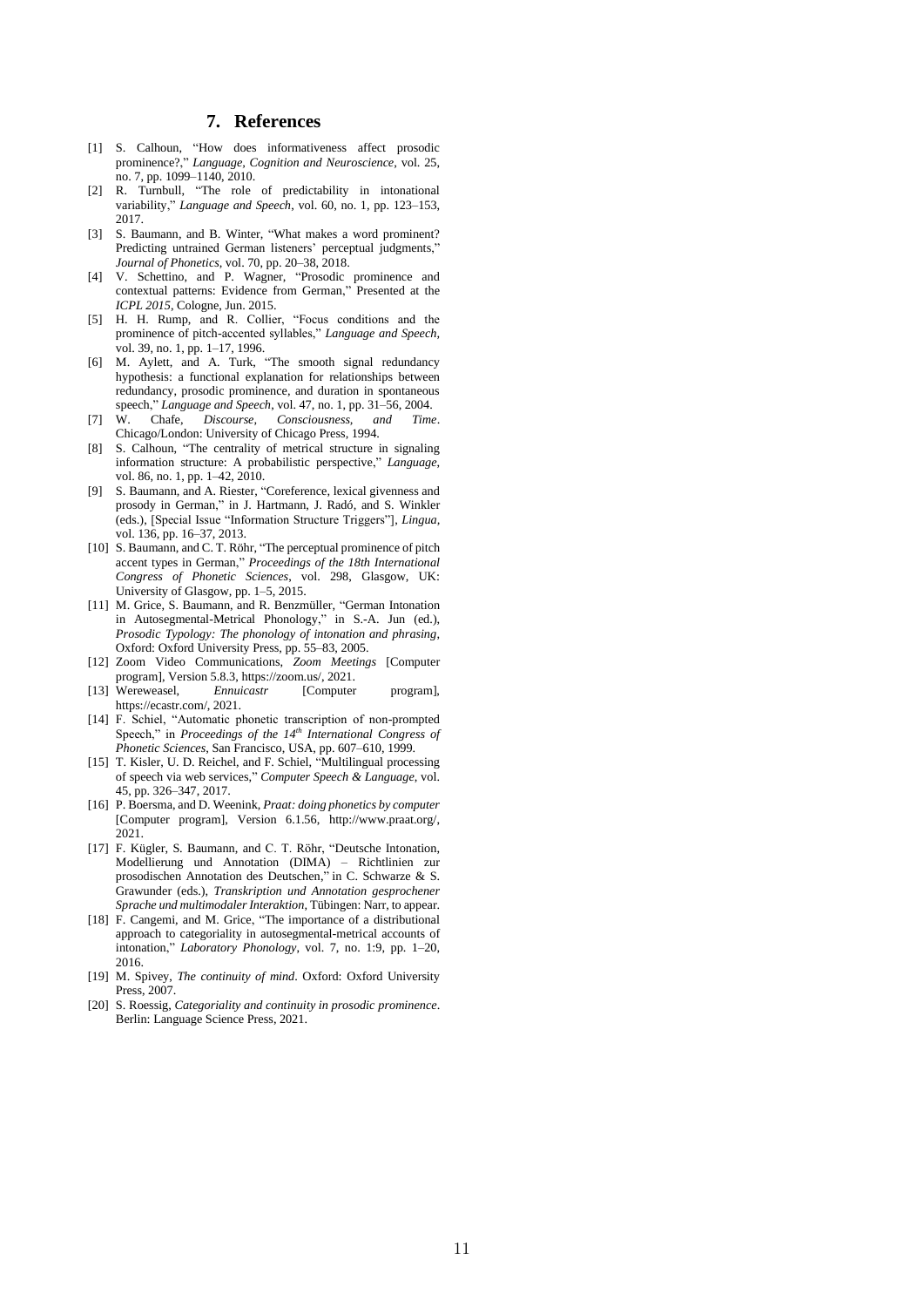## 7. References

[1] S. Calhoun, "How does informativeness affect prosodic prominence?," *Language, Cognition and Neuroscience*, vol. 25, no. 7, pp. 1099–1140, 2010.

[2] R. Turnbull, "The role of predictability in intonational variability," *Language and Speech*, vol. 60, no. 1, pp. 123–153, 2017.

[3] S. Baumann, and B. Winter, "What makes a word prominent? Predicting untrained German listeners' perceptual judgments," *Journal of Phonetics*, vol. 70, pp. 20–38, 2018.

[4] V. Schettino, and P. Wagner, "Prosodic prominence and contextual patterns: Evidence from German," Presented at the *ICPL 2015*, Cologne, Jun. 2015.

[5] H. H. Rump, and R. Collier, "Focus conditions and the prominence of pitch-accented syllables," *Language and Speech*, vol. 39, no. 1, pp. 1–17, 1996.

[6] M. Aylett, and A. Turk, "The smooth signal redundancy hypothesis: a functional explanation for relationships between redundancy, prosodic prominence, and duration in spontaneous speech," *Language and Speech*, vol. 47, no. 1, pp. 31–56, 2004.

[7] W. Chafe, *Discourse, Consciousness, and Time*. Chicago/London: University of Chicago Press, 1994.

[8] S. Calhoun, "The centrality of metrical structure in signaling information structure: A probabilistic perspective," *Language*, vol. 86, no. 1, pp. 1–42, 2010.

[9] S. Baumann, and A. Riester, "Coreference, lexical givenness and prosody in German," in J. Hartmann, J. Radó, and S. Winkler (eds.), [Special Issue "Information Structure Triggers"], *Lingua*, vol. 136, pp. 16–37, 2013.

[10] S. Baumann, and C. T. Röhr, "The perceptual prominence of pitch accent types in German," *Proceedings of the 18th International Congress of Phonetic Sciences*, vol. 298, Glasgow, UK: University of Glasgow, pp. 1–5, 2015.

[11] M. Grice, S. Baumann, and R. Benzmüller, "German Intonation in Autosegmental-Metrical Phonology," in S.-A. Jun (ed.), *Prosodic Typology: The phonology of intonation and phrasing*, Oxford: Oxford University Press, pp. 55–83, 2005.

[12] Zoom Video Communications, *Zoom Meetings* [Computer program], Version 5.8.3, https://zoom.us/, 2021.

[13] Wereweasel, *Ennuicastr* [Computer program], https://ecastr.com/, 2021.

[14] F. Schiel, "Automatic phonetic transcription of non-prompted Speech," in *Proceedings of the 14th International Congress of Phonetic Sciences*, San Francisco, USA, pp. 607–610, 1999.

[15] T. Kisler, U. D. Reichel, and F. Schiel, "Multilingual processing of speech via web services," *Computer Speech & Language*, vol. 45, pp. 326–347, 2017.

[16] P. Boersma, and D. Weenink, *Praat: doing phonetics by computer* [Computer program], Version 6.1.56, http://www.praat.org/, 2021.

[17] F. Kügler, S. Baumann, and C. T. Röhr, "Deutsche Intonation, Modellierung und Annotation (DIMA) – Richtlinien zur prosodischen Annotation des Deutschen," in C. Schwarze & S. Grawunder (eds.), *Transkription und Annotation gesprochener Sprache und multimodaler Interaktion*, Tübingen: Narr, to appear.

[18] F. Cangemi, and M. Grice, "The importance of a distributional approach to categoriality in autosegmental-metrical accounts of intonation," *Laboratory Phonology*, vol. 7, no. 1:9, pp. 1–20, 2016.

[19] M. Spivey, *The continuity of mind*. Oxford: Oxford University Press, 2007.

[20] S. Roessig, *Categoriality and continuity in prosodic prominence*. Berlin: Language Science Press, 2021.